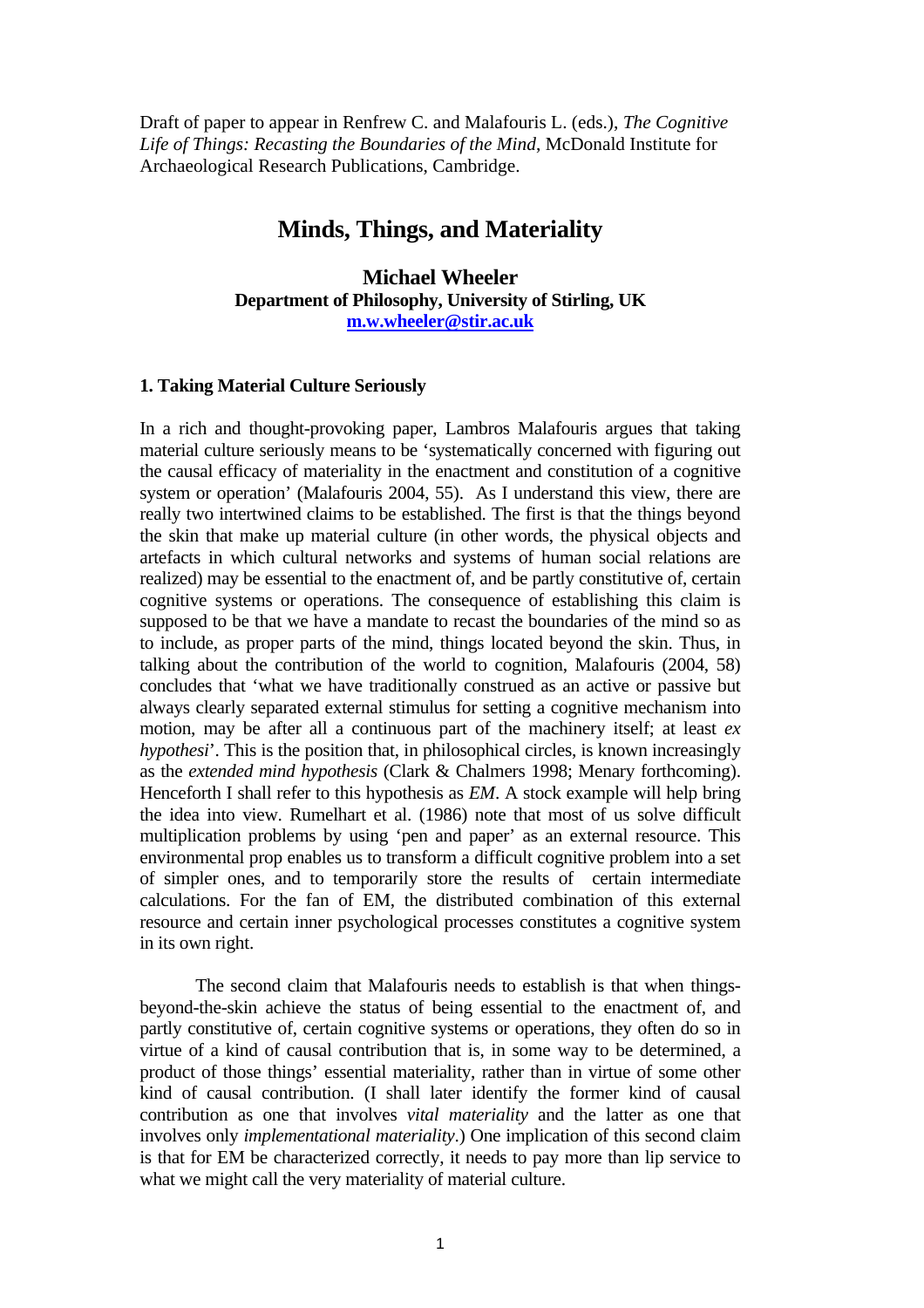Draft of paper to appear in Renfrew C. and Malafouris L. (eds.), *The Cognitive Life of Things: Recasting the Boundaries of the Mind*, McDonald Institute for Archaeological Research Publications, Cambridge.

# Minds, Things, and Materiality

**Michael Wheeler**
**Department of Philosophy, University of Stirling, UK**
**m.w.wheeler@stir.ac.uk**

## 1. Taking Material Culture Seriously

In a rich and thought-provoking paper, Lambros Malafouris argues that taking material culture seriously means to be 'systematically concerned with figuring out the causal efficacy of materiality in the enactment and constitution of a cognitive system or operation' (Malafouris 2004, 55). As I understand this view, there are really two intertwined claims to be established. The first is that the things beyond the skin that make up material culture (in other words, the physical objects and artefacts in which cultural networks and systems of human social relations are realized) may be essential to the enactment of, and be partly constitutive of, certain cognitive systems or operations. The consequence of establishing this claim is supposed to be that we have a mandate to recast the boundaries of the mind so as to include, as proper parts of the mind, things located beyond the skin. Thus, in talking about the contribution of the world to cognition, Malafouris (2004, 58) concludes that 'what we have traditionally construed as an active or passive but always clearly separated external stimulus for setting a cognitive mechanism into motion, may be after all a continuous part of the machinery itself; at least *ex hypothesi*'. This is the position that, in philosophical circles, is known increasingly as the *extended mind hypothesis* (Clark & Chalmers 1998; Menary forthcoming). Henceforth I shall refer to this hypothesis as *EM*. A stock example will help bring the idea into view. Rumelhart et al. (1986) note that most of us solve difficult multiplication problems by using 'pen and paper' as an external resource. This environmental prop enables us to transform a difficult cognitive problem into a set of simpler ones, and to temporarily store the results of certain intermediate calculations. For the fan of EM, the distributed combination of this external resource and certain inner psychological processes constitutes a cognitive system in its own right.

The second claim that Malafouris needs to establish is that when things-beyond-the-skin achieve the status of being essential to the enactment of, and partly constitutive of, certain cognitive systems or operations, they often do so in virtue of a kind of causal contribution that is, in some way to be determined, a product of those things' essential materiality, rather than in virtue of some other kind of causal contribution. (I shall later identify the former kind of causal contribution as one that involves *vital materiality* and the latter as one that involves only *implementational materiality*.) One implication of this second claim is that for EM be characterized correctly, it needs to pay more than lip service to what we might call the very materiality of material culture.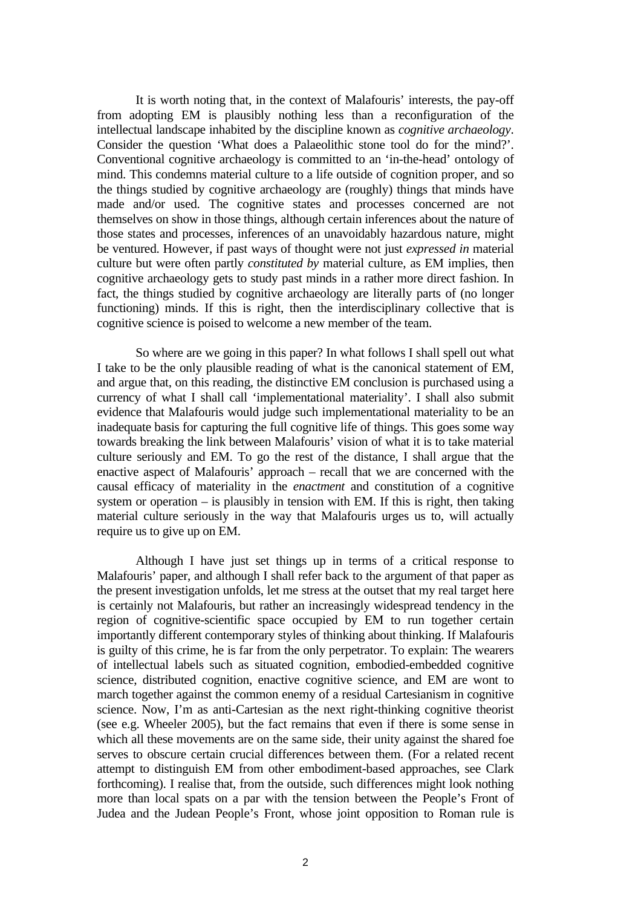It is worth noting that, in the context of Malafouris' interests, the pay-off from adopting EM is plausibly nothing less than a reconfiguration of the intellectual landscape inhabited by the discipline known as *cognitive archaeology*. Consider the question 'What does a Palaeolithic stone tool do for the mind?'. Conventional cognitive archaeology is committed to an 'in-the-head' ontology of mind. This condemns material culture to a life outside of cognition proper, and so the things studied by cognitive archaeology are (roughly) things that minds have made and/or used. The cognitive states and processes concerned are not themselves on show in those things, although certain inferences about the nature of those states and processes, inferences of an unavoidably hazardous nature, might be ventured. However, if past ways of thought were not just *expressed in* material culture but were often partly *constituted by* material culture, as EM implies, then cognitive archaeology gets to study past minds in a rather more direct fashion. In fact, the things studied by cognitive archaeology are literally parts of (no longer functioning) minds. If this is right, then the interdisciplinary collective that is cognitive science is poised to welcome a new member of the team.

So where are we going in this paper? In what follows I shall spell out what I take to be the only plausible reading of what is the canonical statement of EM, and argue that, on this reading, the distinctive EM conclusion is purchased using a currency of what I shall call 'implementational materiality'. I shall also submit evidence that Malafouris would judge such implementational materiality to be an inadequate basis for capturing the full cognitive life of things. This goes some way towards breaking the link between Malafouris' vision of what it is to take material culture seriously and EM. To go the rest of the distance, I shall argue that the enactive aspect of Malafouris' approach – recall that we are concerned with the causal efficacy of materiality in the *enactment* and constitution of a cognitive system or operation – is plausibly in tension with EM. If this is right, then taking material culture seriously in the way that Malafouris urges us to, will actually require us to give up on EM.

Although I have just set things up in terms of a critical response to Malafouris' paper, and although I shall refer back to the argument of that paper as the present investigation unfolds, let me stress at the outset that my real target here is certainly not Malafouris, but rather an increasingly widespread tendency in the region of cognitive-scientific space occupied by EM to run together certain importantly different contemporary styles of thinking about thinking. If Malafouris is guilty of this crime, he is far from the only perpetrator. To explain: The wearers of intellectual labels such as situated cognition, embodied-embedded cognitive science, distributed cognition, enactive cognitive science, and EM are wont to march together against the common enemy of a residual Cartesianism in cognitive science. Now, I'm as anti-Cartesian as the next right-thinking cognitive theorist (see e.g. Wheeler 2005), but the fact remains that even if there is some sense in which all these movements are on the same side, their unity against the shared foe serves to obscure certain crucial differences between them. (For a related recent attempt to distinguish EM from other embodiment-based approaches, see Clark forthcoming). I realise that, from the outside, such differences might look nothing more than local spats on a par with the tension between the People's Front of Judea and the Judean People's Front, whose joint opposition to Roman rule is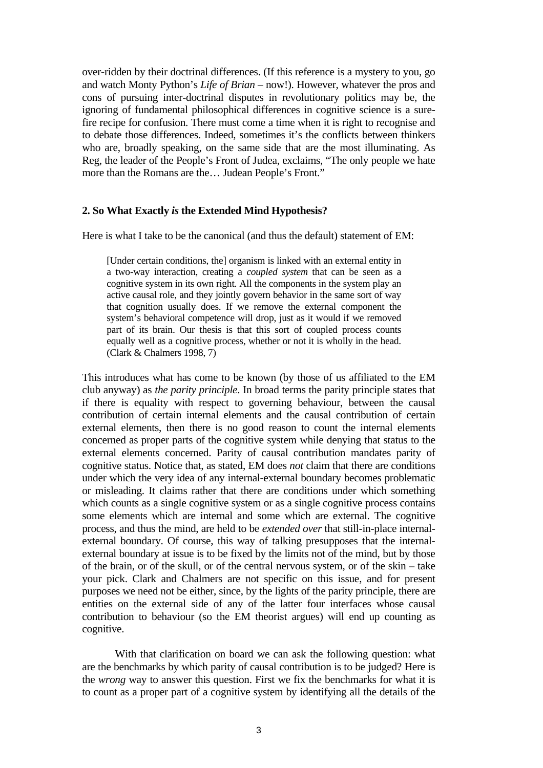over-ridden by their doctrinal differences. (If this reference is a mystery to you, go and watch Monty Python's *Life of Brian* – now!). However, whatever the pros and cons of pursuing inter-doctrinal disputes in revolutionary politics may be, the ignoring of fundamental philosophical differences in cognitive science is a sure-fire recipe for confusion. There must come a time when it is right to recognise and to debate those differences. Indeed, sometimes it's the conflicts between thinkers who are, broadly speaking, on the same side that are the most illuminating. As Reg, the leader of the People's Front of Judea, exclaims, "The only people we hate more than the Romans are the… Judean People's Front."

## 2. So What Exactly *is* the Extended Mind Hypothesis?

Here is what I take to be the canonical (and thus the default) statement of EM:

> [Under certain conditions, the] organism is linked with an external entity in a two-way interaction, creating a *coupled system* that can be seen as a cognitive system in its own right. All the components in the system play an active causal role, and they jointly govern behavior in the same sort of way that cognition usually does. If we remove the external component the system's behavioral competence will drop, just as it would if we removed part of its brain. Our thesis is that this sort of coupled process counts equally well as a cognitive process, whether or not it is wholly in the head. (Clark & Chalmers 1998, 7)

This introduces what has come to be known (by those of us affiliated to the EM club anyway) as *the parity principle*. In broad terms the parity principle states that if there is equality with respect to governing behaviour, between the causal contribution of certain internal elements and the causal contribution of certain external elements, then there is no good reason to count the internal elements concerned as proper parts of the cognitive system while denying that status to the external elements concerned. Parity of causal contribution mandates parity of cognitive status. Notice that, as stated, EM does *not* claim that there are conditions under which the very idea of any internal-external boundary becomes problematic or misleading. It claims rather that there are conditions under which something which counts as a single cognitive system or as a single cognitive process contains some elements which are internal and some which are external. The cognitive process, and thus the mind, are held to be *extended over* that still-in-place internal-external boundary. Of course, this way of talking presupposes that the internal-external boundary at issue is to be fixed by the limits not of the mind, but by those of the brain, or of the skull, or of the central nervous system, or of the skin – take your pick. Clark and Chalmers are not specific on this issue, and for present purposes we need not be either, since, by the lights of the parity principle, there are entities on the external side of any of the latter four interfaces whose causal contribution to behaviour (so the EM theorist argues) will end up counting as cognitive.

With that clarification on board we can ask the following question: what are the benchmarks by which parity of causal contribution is to be judged? Here is the *wrong* way to answer this question. First we fix the benchmarks for what it is to count as a proper part of a cognitive system by identifying all the details of the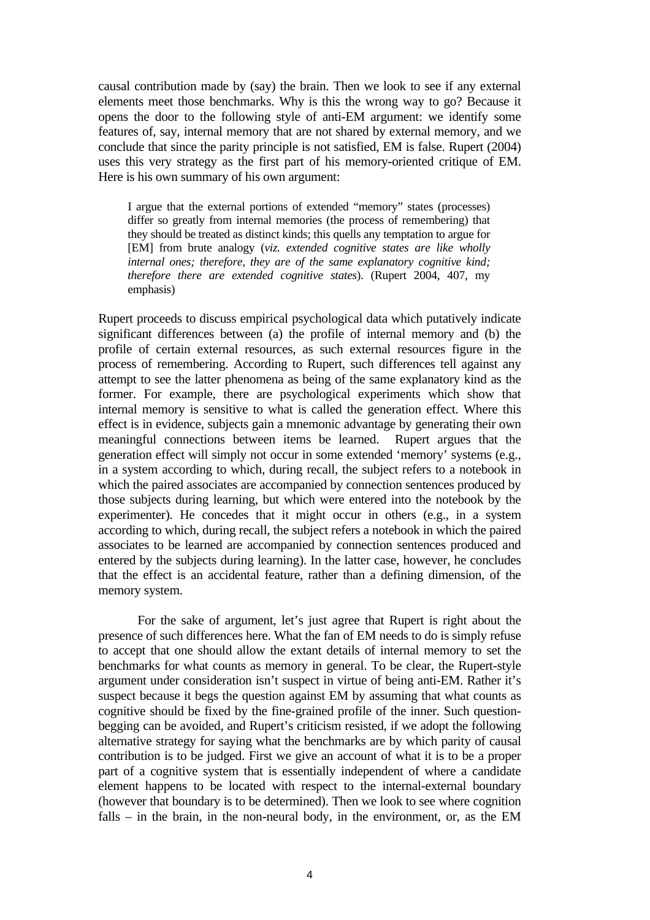causal contribution made by (say) the brain. Then we look to see if any external elements meet those benchmarks. Why is this the wrong way to go? Because it opens the door to the following style of anti-EM argument: we identify some features of, say, internal memory that are not shared by external memory, and we conclude that since the parity principle is not satisfied, EM is false. Rupert (2004) uses this very strategy as the first part of his memory-oriented critique of EM. Here is his own summary of his own argument:

> I argue that the external portions of extended "memory" states (processes) differ so greatly from internal memories (the process of remembering) that they should be treated as distinct kinds; this quells any temptation to argue for [EM] from brute analogy (*viz. extended cognitive states are like wholly internal ones; therefore, they are of the same explanatory cognitive kind; therefore there are extended cognitive states*). (Rupert 2004, 407, my emphasis)

Rupert proceeds to discuss empirical psychological data which putatively indicate significant differences between (a) the profile of internal memory and (b) the profile of certain external resources, as such external resources figure in the process of remembering. According to Rupert, such differences tell against any attempt to see the latter phenomena as being of the same explanatory kind as the former. For example, there are psychological experiments which show that internal memory is sensitive to what is called the generation effect. Where this effect is in evidence, subjects gain a mnemonic advantage by generating their own meaningful connections between items be learned. Rupert argues that the generation effect will simply not occur in some extended 'memory' systems (e.g., in a system according to which, during recall, the subject refers to a notebook in which the paired associates are accompanied by connection sentences produced by those subjects during learning, but which were entered into the notebook by the experimenter). He concedes that it might occur in others (e.g., in a system according to which, during recall, the subject refers a notebook in which the paired associates to be learned are accompanied by connection sentences produced and entered by the subjects during learning). In the latter case, however, he concludes that the effect is an accidental feature, rather than a defining dimension, of the memory system.

For the sake of argument, let's just agree that Rupert is right about the presence of such differences here. What the fan of EM needs to do is simply refuse to accept that one should allow the extant details of internal memory to set the benchmarks for what counts as memory in general. To be clear, the Rupert-style argument under consideration isn't suspect in virtue of being anti-EM. Rather it's suspect because it begs the question against EM by assuming that what counts as cognitive should be fixed by the fine-grained profile of the inner. Such question-begging can be avoided, and Rupert's criticism resisted, if we adopt the following alternative strategy for saying what the benchmarks are by which parity of causal contribution is to be judged. First we give an account of what it is to be a proper part of a cognitive system that is essentially independent of where a candidate element happens to be located with respect to the internal-external boundary (however that boundary is to be determined). Then we look to see where cognition falls – in the brain, in the non-neural body, in the environment, or, as the EM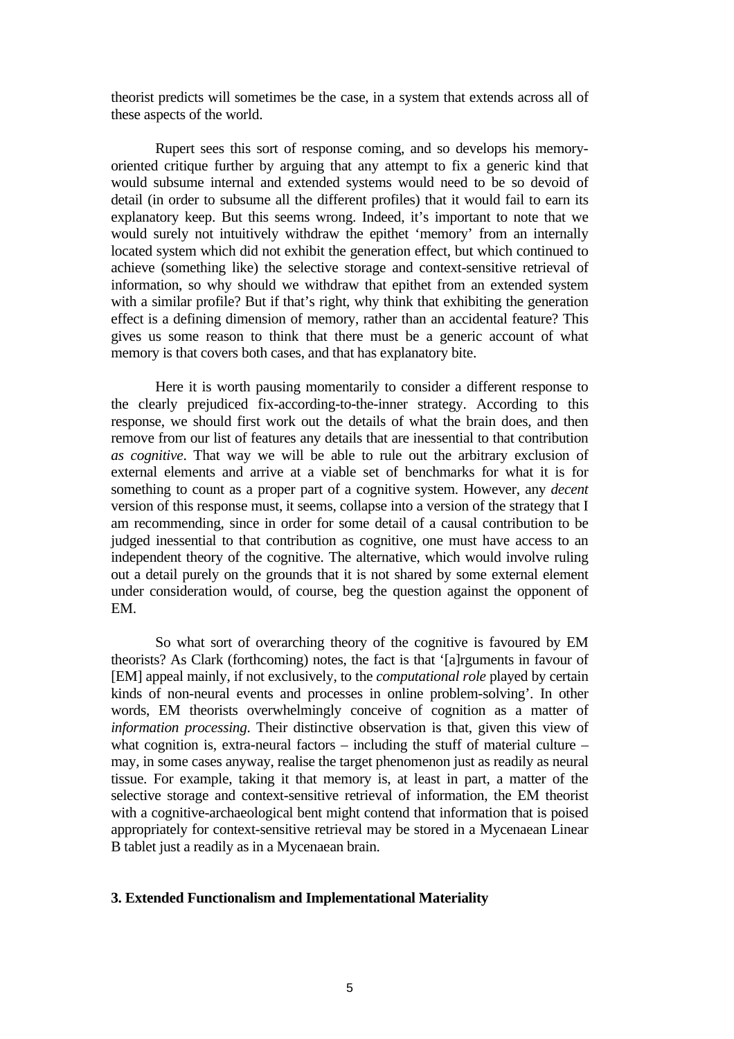theorist predicts will sometimes be the case, in a system that extends across all of these aspects of the world.

Rupert sees this sort of response coming, and so develops his memory-oriented critique further by arguing that any attempt to fix a generic kind that would subsume internal and extended systems would need to be so devoid of detail (in order to subsume all the different profiles) that it would fail to earn its explanatory keep. But this seems wrong. Indeed, it's important to note that we would surely not intuitively withdraw the epithet 'memory' from an internally located system which did not exhibit the generation effect, but which continued to achieve (something like) the selective storage and context-sensitive retrieval of information, so why should we withdraw that epithet from an extended system with a similar profile? But if that's right, why think that exhibiting the generation effect is a defining dimension of memory, rather than an accidental feature? This gives us some reason to think that there must be a generic account of what memory is that covers both cases, and that has explanatory bite.

Here it is worth pausing momentarily to consider a different response to the clearly prejudiced fix-according-to-the-inner strategy. According to this response, we should first work out the details of what the brain does, and then remove from our list of features any details that are inessential to that contribution *as cognitive*. That way we will be able to rule out the arbitrary exclusion of external elements and arrive at a viable set of benchmarks for what it is for something to count as a proper part of a cognitive system. However, any *decent* version of this response must, it seems, collapse into a version of the strategy that I am recommending, since in order for some detail of a causal contribution to be judged inessential to that contribution as cognitive, one must have access to an independent theory of the cognitive. The alternative, which would involve ruling out a detail purely on the grounds that it is not shared by some external element under consideration would, of course, beg the question against the opponent of EM.

So what sort of overarching theory of the cognitive is favoured by EM theorists? As Clark (forthcoming) notes, the fact is that '[a]rguments in favour of [EM] appeal mainly, if not exclusively, to the *computational role* played by certain kinds of non-neural events and processes in online problem-solving'. In other words, EM theorists overwhelmingly conceive of cognition as a matter of *information processing*. Their distinctive observation is that, given this view of what cognition is, extra-neural factors – including the stuff of material culture – may, in some cases anyway, realise the target phenomenon just as readily as neural tissue. For example, taking it that memory is, at least in part, a matter of the selective storage and context-sensitive retrieval of information, the EM theorist with a cognitive-archaeological bent might contend that information that is poised appropriately for context-sensitive retrieval may be stored in a Mycenaean Linear B tablet just a readily as in a Mycenaean brain.

### 3. Extended Functionalism and Implementational Materiality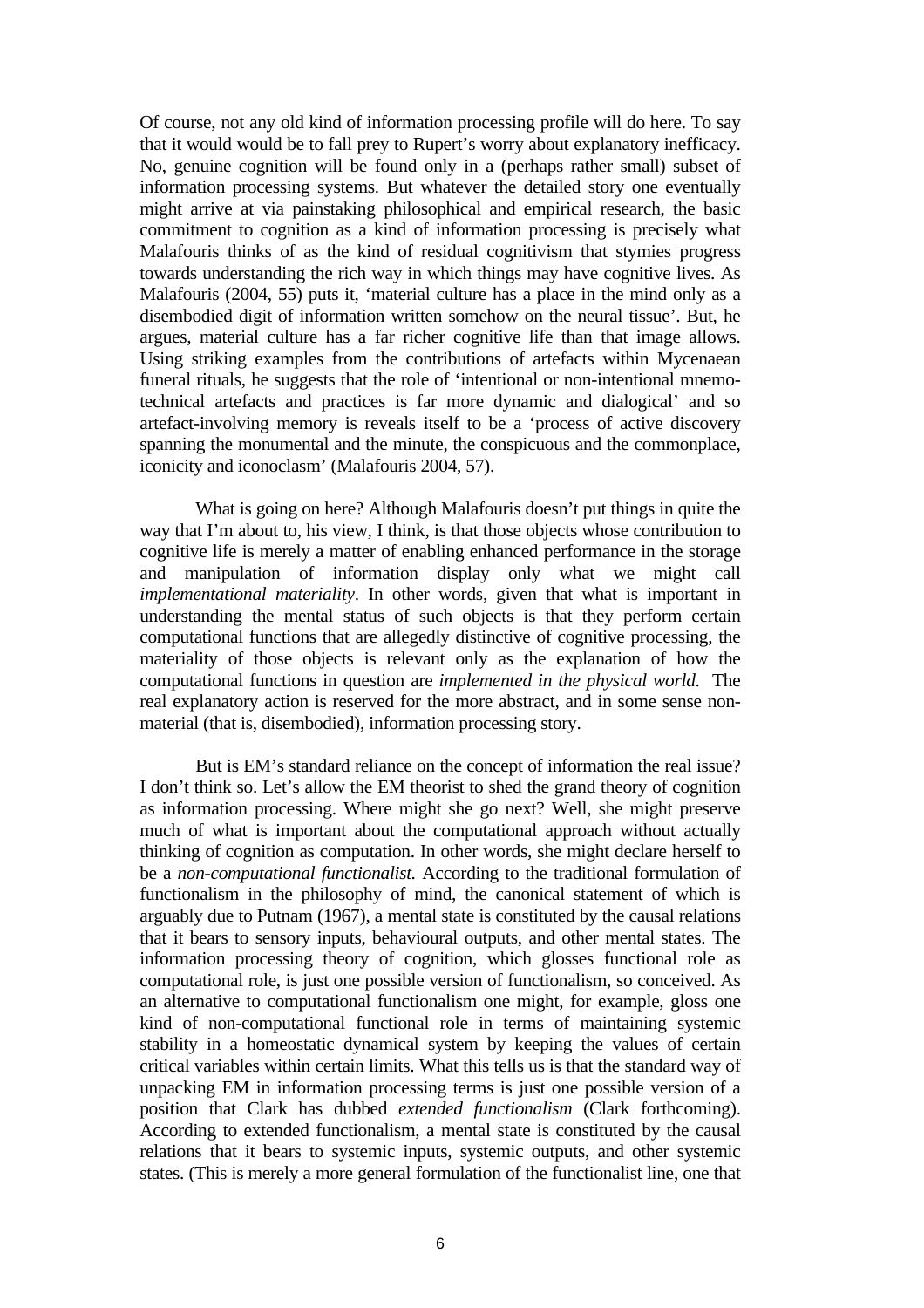Of course, not any old kind of information processing profile will do here. To say that it would would be to fall prey to Rupert's worry about explanatory inefficacy. No, genuine cognition will be found only in a (perhaps rather small) subset of information processing systems. But whatever the detailed story one eventually might arrive at via painstaking philosophical and empirical research, the basic commitment to cognition as a kind of information processing is precisely what Malafouris thinks of as the kind of residual cognitivism that stymies progress towards understanding the rich way in which things may have cognitive lives. As Malafouris (2004, 55) puts it, 'material culture has a place in the mind only as a disembodied digit of information written somehow on the neural tissue'. But, he argues, material culture has a far richer cognitive life than that image allows. Using striking examples from the contributions of artefacts within Mycenaean funeral rituals, he suggests that the role of 'intentional or non-intentional mnemotechnical artefacts and practices is far more dynamic and dialogical' and so artefact-involving memory is reveals itself to be a 'process of active discovery spanning the monumental and the minute, the conspicuous and the commonplace, iconicity and iconoclasm' (Malafouris 2004, 57).

What is going on here? Although Malafouris doesn't put things in quite the way that I'm about to, his view, I think, is that those objects whose contribution to cognitive life is merely a matter of enabling enhanced performance in the storage and manipulation of information display only what we might call *implementational materiality*. In other words, given that what is important in understanding the mental status of such objects is that they perform certain computational functions that are allegedly distinctive of cognitive processing, the materiality of those objects is relevant only as the explanation of how the computational functions in question are *implemented in the physical world*. The real explanatory action is reserved for the more abstract, and in some sense non-material (that is, disembodied), information processing story.

But is EM's standard reliance on the concept of information the real issue? I don't think so. Let's allow the EM theorist to shed the grand theory of cognition as information processing. Where might she go next? Well, she might preserve much of what is important about the computational approach without actually thinking of cognition as computation. In other words, she might declare herself to be a *non-computational functionalist.* According to the traditional formulation of functionalism in the philosophy of mind, the canonical statement of which is arguably due to Putnam (1967), a mental state is constituted by the causal relations that it bears to sensory inputs, behavioural outputs, and other mental states. The information processing theory of cognition, which glosses functional role as computational role, is just one possible version of functionalism, so conceived. As an alternative to computational functionalism one might, for example, gloss one kind of non-computational functional role in terms of maintaining systemic stability in a homeostatic dynamical system by keeping the values of certain critical variables within certain limits. What this tells us is that the standard way of unpacking EM in information processing terms is just one possible version of a position that Clark has dubbed *extended functionalism* (Clark forthcoming). According to extended functionalism, a mental state is constituted by the causal relations that it bears to systemic inputs, systemic outputs, and other systemic states. (This is merely a more general formulation of the functionalist line, one that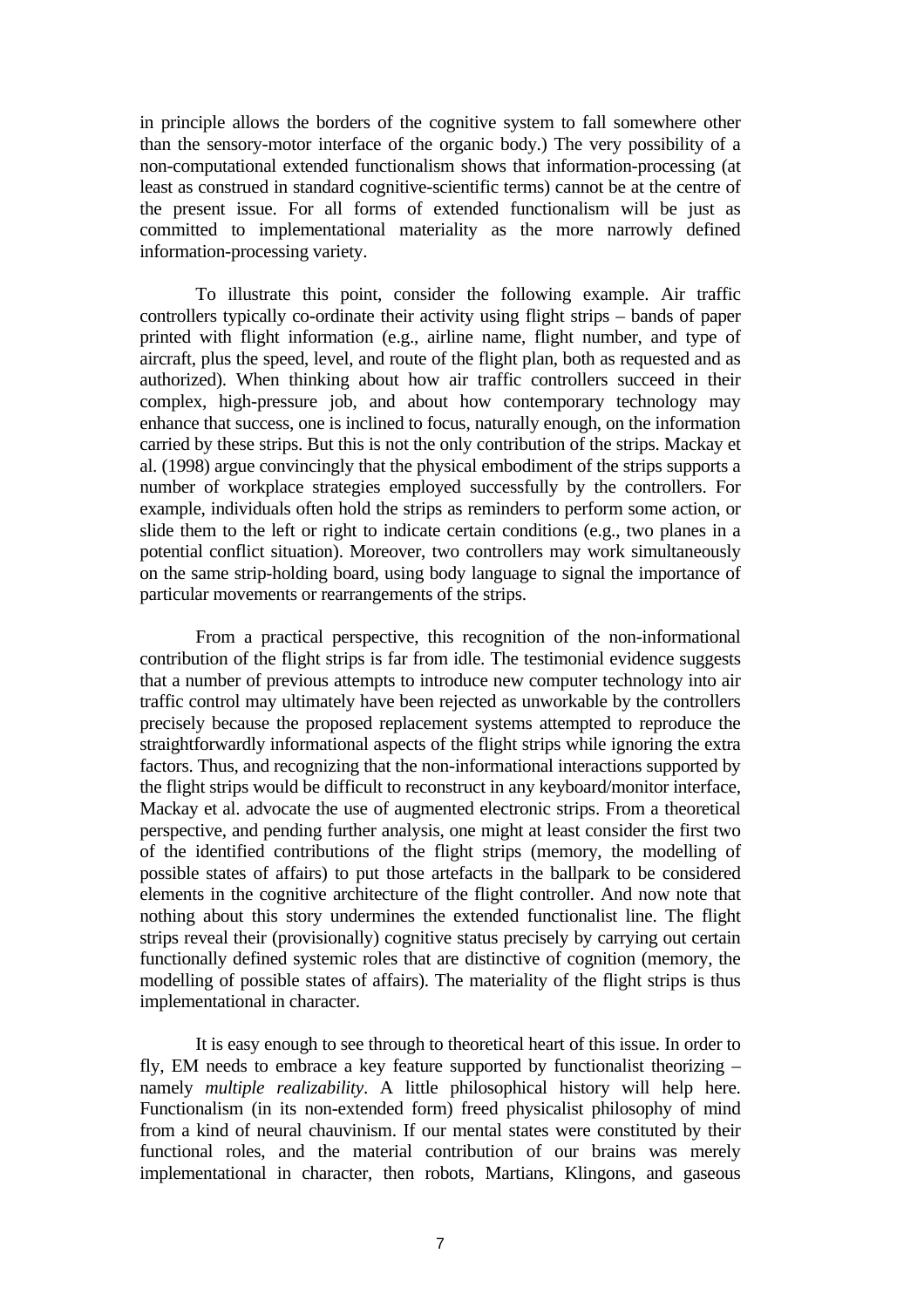in principle allows the borders of the cognitive system to fall somewhere other than the sensory-motor interface of the organic body.) The very possibility of a non-computational extended functionalism shows that information-processing (at least as construed in standard cognitive-scientific terms) cannot be at the centre of the present issue. For all forms of extended functionalism will be just as committed to implementational materiality as the more narrowly defined information-processing variety.

To illustrate this point, consider the following example. Air traffic controllers typically co-ordinate their activity using flight strips – bands of paper printed with flight information (e.g., airline name, flight number, and type of aircraft, plus the speed, level, and route of the flight plan, both as requested and as authorized). When thinking about how air traffic controllers succeed in their complex, high-pressure job, and about how contemporary technology may enhance that success, one is inclined to focus, naturally enough, on the information carried by these strips. But this is not the only contribution of the strips. Mackay et al. (1998) argue convincingly that the physical embodiment of the strips supports a number of workplace strategies employed successfully by the controllers. For example, individuals often hold the strips as reminders to perform some action, or slide them to the left or right to indicate certain conditions (e.g., two planes in a potential conflict situation). Moreover, two controllers may work simultaneously on the same strip-holding board, using body language to signal the importance of particular movements or rearrangements of the strips.

From a practical perspective, this recognition of the non-informational contribution of the flight strips is far from idle. The testimonial evidence suggests that a number of previous attempts to introduce new computer technology into air traffic control may ultimately have been rejected as unworkable by the controllers precisely because the proposed replacement systems attempted to reproduce the straightforwardly informational aspects of the flight strips while ignoring the extra factors. Thus, and recognizing that the non-informational interactions supported by the flight strips would be difficult to reconstruct in any keyboard/monitor interface, Mackay et al. advocate the use of augmented electronic strips. From a theoretical perspective, and pending further analysis, one might at least consider the first two of the identified contributions of the flight strips (memory, the modelling of possible states of affairs) to put those artefacts in the ballpark to be considered elements in the cognitive architecture of the flight controller. And now note that nothing about this story undermines the extended functionalist line. The flight strips reveal their (provisionally) cognitive status precisely by carrying out certain functionally defined systemic roles that are distinctive of cognition (memory, the modelling of possible states of affairs). The materiality of the flight strips is thus implementational in character.

It is easy enough to see through to theoretical heart of this issue. In order to fly, EM needs to embrace a key feature supported by functionalist theorizing – namely *multiple realizability*. A little philosophical history will help here. Functionalism (in its non-extended form) freed physicalist philosophy of mind from a kind of neural chauvinism. If our mental states were constituted by their functional roles, and the material contribution of our brains was merely implementational in character, then robots, Martians, Klingons, and gaseous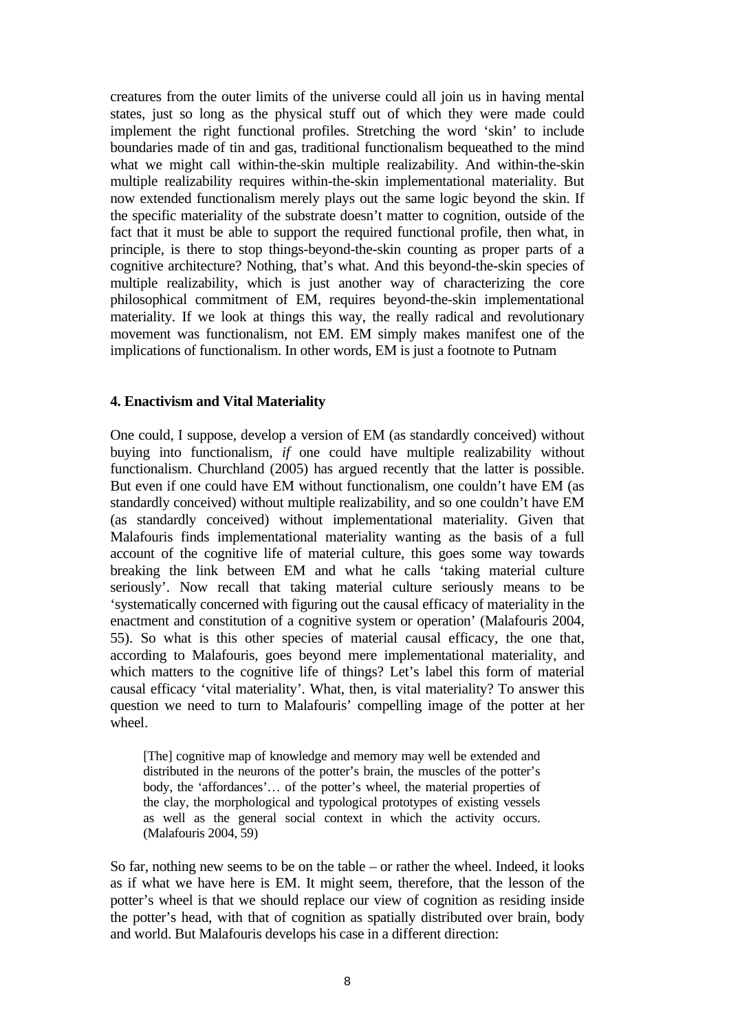creatures from the outer limits of the universe could all join us in having mental states, just so long as the physical stuff out of which they were made could implement the right functional profiles. Stretching the word 'skin' to include boundaries made of tin and gas, traditional functionalism bequeathed to the mind what we might call within-the-skin multiple realizability. And within-the-skin multiple realizability requires within-the-skin implementational materiality. But now extended functionalism merely plays out the same logic beyond the skin. If the specific materiality of the substrate doesn't matter to cognition, outside of the fact that it must be able to support the required functional profile, then what, in principle, is there to stop things-beyond-the-skin counting as proper parts of a cognitive architecture? Nothing, that's what. And this beyond-the-skin species of multiple realizability, which is just another way of characterizing the core philosophical commitment of EM, requires beyond-the-skin implementational materiality. If we look at things this way, the really radical and revolutionary movement was functionalism, not EM. EM simply makes manifest one of the implications of functionalism. In other words, EM is just a footnote to Putnam

#### 4. Enactivism and Vital Materiality

One could, I suppose, develop a version of EM (as standardly conceived) without buying into functionalism, *if* one could have multiple realizability without functionalism. Churchland (2005) has argued recently that the latter is possible. But even if one could have EM without functionalism, one couldn't have EM (as standardly conceived) without multiple realizability, and so one couldn't have EM (as standardly conceived) without implementational materiality. Given that Malafouris finds implementational materiality wanting as the basis of a full account of the cognitive life of material culture, this goes some way towards breaking the link between EM and what he calls 'taking material culture seriously'. Now recall that taking material culture seriously means to be 'systematically concerned with figuring out the causal efficacy of materiality in the enactment and constitution of a cognitive system or operation' (Malafouris 2004, 55). So what is this other species of material causal efficacy, the one that, according to Malafouris, goes beyond mere implementational materiality, and which matters to the cognitive life of things? Let's label this form of material causal efficacy 'vital materiality'. What, then, is vital materiality? To answer this question we need to turn to Malafouris' compelling image of the potter at her wheel.

> [The] cognitive map of knowledge and memory may well be extended and distributed in the neurons of the potter's brain, the muscles of the potter's body, the 'affordances'… of the potter's wheel, the material properties of the clay, the morphological and typological prototypes of existing vessels as well as the general social context in which the activity occurs. (Malafouris 2004, 59)

So far, nothing new seems to be on the table – or rather the wheel. Indeed, it looks as if what we have here is EM. It might seem, therefore, that the lesson of the potter's wheel is that we should replace our view of cognition as residing inside the potter's head, with that of cognition as spatially distributed over brain, body and world. But Malafouris develops his case in a different direction: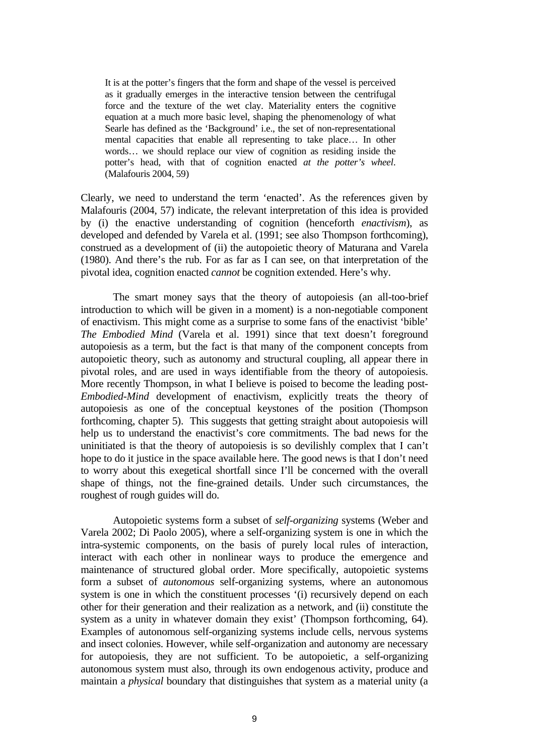> It is at the potter's fingers that the form and shape of the vessel is perceived as it gradually emerges in the interactive tension between the centrifugal force and the texture of the wet clay. Materiality enters the cognitive equation at a much more basic level, shaping the phenomenology of what Searle has defined as the 'Background' i.e., the set of non-representational mental capacities that enable all representing to take place… In other words… we should replace our view of cognition as residing inside the potter's head, with that of cognition enacted *at the potter's wheel*. (Malafouris 2004, 59)

Clearly, we need to understand the term 'enacted'. As the references given by Malafouris (2004, 57) indicate, the relevant interpretation of this idea is provided by (i) the enactive understanding of cognition (henceforth *enactivism*), as developed and defended by Varela et al. (1991; see also Thompson forthcoming), construed as a development of (ii) the autopoietic theory of Maturana and Varela (1980). And there's the rub. For as far as I can see, on that interpretation of the pivotal idea, cognition enacted *cannot* be cognition extended. Here's why.

The smart money says that the theory of autopoiesis (an all-too-brief introduction to which will be given in a moment) is a non-negotiable component of enactivism. This might come as a surprise to some fans of the enactivist 'bible' *The Embodied Mind* (Varela et al. 1991) since that text doesn't foreground autopoiesis as a term, but the fact is that many of the component concepts from autopoietic theory, such as autonomy and structural coupling, all appear there in pivotal roles, and are used in ways identifiable from the theory of autopoiesis. More recently Thompson, in what I believe is poised to become the leading post-*Embodied-Mind* development of enactivism, explicitly treats the theory of autopoiesis as one of the conceptual keystones of the position (Thompson forthcoming, chapter 5). This suggests that getting straight about autopoiesis will help us to understand the enactivist's core commitments. The bad news for the uninitiated is that the theory of autopoiesis is so devilishly complex that I can't hope to do it justice in the space available here. The good news is that I don't need to worry about this exegetical shortfall since I'll be concerned with the overall shape of things, not the fine-grained details. Under such circumstances, the roughest of rough guides will do.

Autopoietic systems form a subset of *self-organizing* systems (Weber and Varela 2002; Di Paolo 2005), where a self-organizing system is one in which the intra-systemic components, on the basis of purely local rules of interaction, interact with each other in nonlinear ways to produce the emergence and maintenance of structured global order. More specifically, autopoietic systems form a subset of *autonomous* self-organizing systems, where an autonomous system is one in which the constituent processes '(i) recursively depend on each other for their generation and their realization as a network, and (ii) constitute the system as a unity in whatever domain they exist' (Thompson forthcoming, 64). Examples of autonomous self-organizing systems include cells, nervous systems and insect colonies. However, while self-organization and autonomy are necessary for autopoiesis, they are not sufficient. To be autopoietic, a self-organizing autonomous system must also, through its own endogenous activity, produce and maintain a *physical* boundary that distinguishes that system as a material unity (a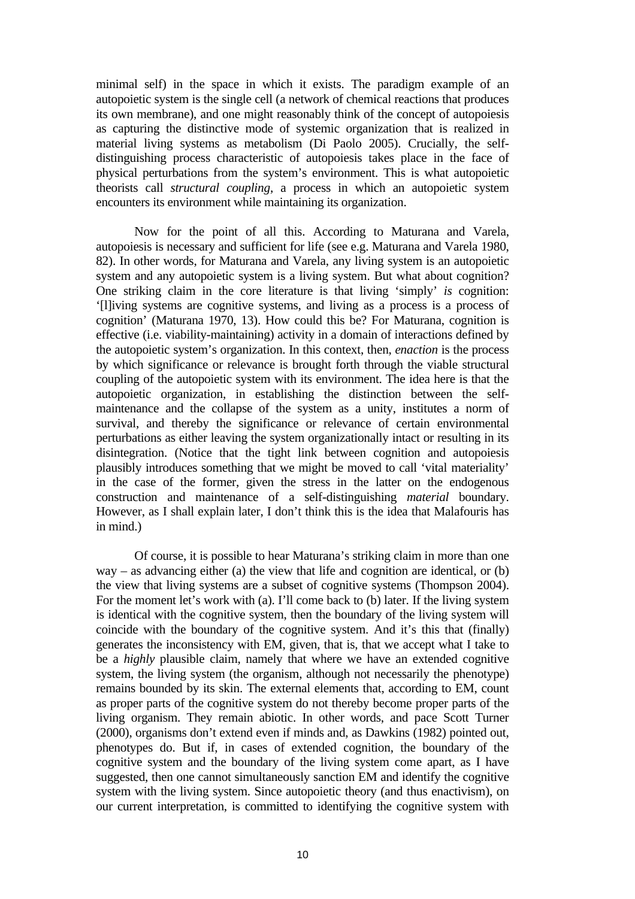minimal self) in the space in which it exists. The paradigm example of an autopoietic system is the single cell (a network of chemical reactions that produces its own membrane), and one might reasonably think of the concept of autopoiesis as capturing the distinctive mode of systemic organization that is realized in material living systems as metabolism (Di Paolo 2005). Crucially, the self-distinguishing process characteristic of autopoiesis takes place in the face of physical perturbations from the system's environment. This is what autopoietic theorists call *structural coupling*, a process in which an autopoietic system encounters its environment while maintaining its organization.

Now for the point of all this. According to Maturana and Varela, autopoiesis is necessary and sufficient for life (see e.g. Maturana and Varela 1980, 82). In other words, for Maturana and Varela, any living system is an autopoietic system and any autopoietic system is a living system. But what about cognition? One striking claim in the core literature is that living 'simply' *is* cognition: '[l]iving systems are cognitive systems, and living as a process is a process of cognition' (Maturana 1970, 13). How could this be? For Maturana, cognition is effective (i.e. viability-maintaining) activity in a domain of interactions defined by the autopoietic system's organization. In this context, then, *enaction* is the process by which significance or relevance is brought forth through the viable structural coupling of the autopoietic system with its environment. The idea here is that the autopoietic organization, in establishing the distinction between the self-maintenance and the collapse of the system as a unity, institutes a norm of survival, and thereby the significance or relevance of certain environmental perturbations as either leaving the system organizationally intact or resulting in its disintegration. (Notice that the tight link between cognition and autopoiesis plausibly introduces something that we might be moved to call 'vital materiality' in the case of the former, given the stress in the latter on the endogenous construction and maintenance of a self-distinguishing *material* boundary. However, as I shall explain later, I don't think this is the idea that Malafouris has in mind.)

Of course, it is possible to hear Maturana's striking claim in more than one way – as advancing either (a) the view that life and cognition are identical, or (b) the view that living systems are a subset of cognitive systems (Thompson 2004). For the moment let's work with (a). I'll come back to (b) later. If the living system is identical with the cognitive system, then the boundary of the living system will coincide with the boundary of the cognitive system. And it's this that (finally) generates the inconsistency with EM, given, that is, that we accept what I take to be a *highly* plausible claim, namely that where we have an extended cognitive system, the living system (the organism, although not necessarily the phenotype) remains bounded by its skin. The external elements that, according to EM, count as proper parts of the cognitive system do not thereby become proper parts of the living organism. They remain abiotic. In other words, and pace Scott Turner (2000), organisms don't extend even if minds and, as Dawkins (1982) pointed out, phenotypes do. But if, in cases of extended cognition, the boundary of the cognitive system and the boundary of the living system come apart, as I have suggested, then one cannot simultaneously sanction EM and identify the cognitive system with the living system. Since autopoietic theory (and thus enactivism), on our current interpretation, is committed to identifying the cognitive system with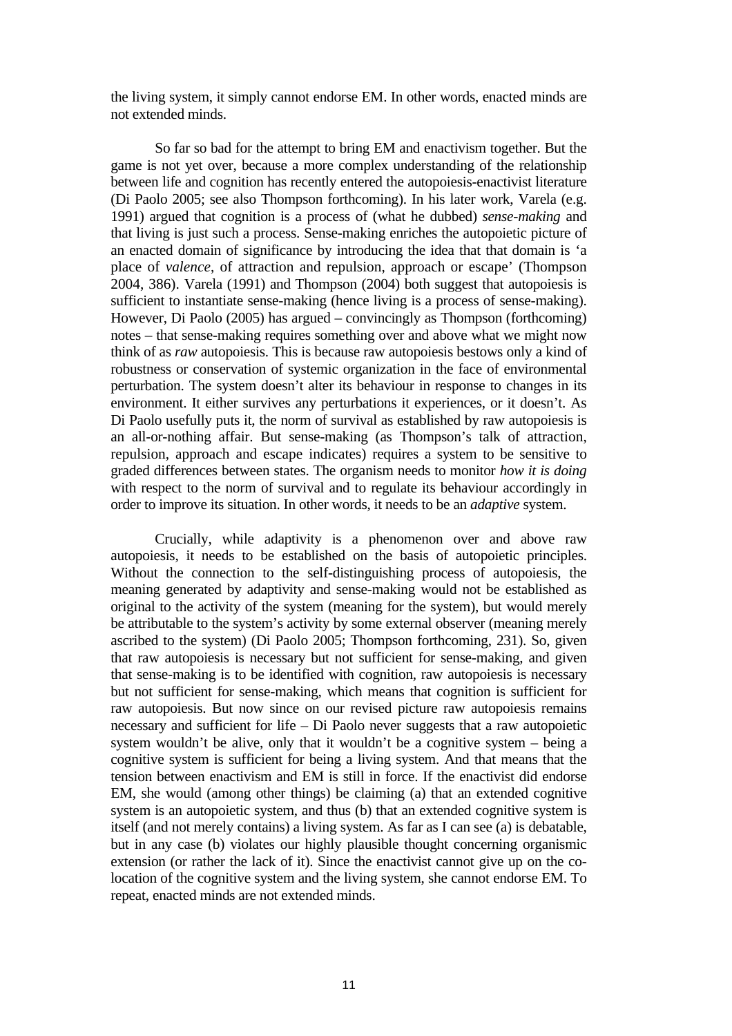the living system, it simply cannot endorse EM. In other words, enacted minds are not extended minds.

So far so bad for the attempt to bring EM and enactivism together. But the game is not yet over, because a more complex understanding of the relationship between life and cognition has recently entered the autopoiesis-enactivist literature (Di Paolo 2005; see also Thompson forthcoming). In his later work, Varela (e.g. 1991) argued that cognition is a process of (what he dubbed) *sense-making* and that living is just such a process. Sense-making enriches the autopoietic picture of an enacted domain of significance by introducing the idea that that domain is 'a place of *valence*, of attraction and repulsion, approach or escape' (Thompson 2004, 386). Varela (1991) and Thompson (2004) both suggest that autopoiesis is sufficient to instantiate sense-making (hence living is a process of sense-making). However, Di Paolo (2005) has argued – convincingly as Thompson (forthcoming) notes – that sense-making requires something over and above what we might now think of as *raw* autopoiesis. This is because raw autopoiesis bestows only a kind of robustness or conservation of systemic organization in the face of environmental perturbation. The system doesn't alter its behaviour in response to changes in its environment. It either survives any perturbations it experiences, or it doesn't. As Di Paolo usefully puts it, the norm of survival as established by raw autopoiesis is an all-or-nothing affair. But sense-making (as Thompson's talk of attraction, repulsion, approach and escape indicates) requires a system to be sensitive to graded differences between states. The organism needs to monitor *how it is doing* with respect to the norm of survival and to regulate its behaviour accordingly in order to improve its situation. In other words, it needs to be an *adaptive* system.

Crucially, while adaptivity is a phenomenon over and above raw autopoiesis, it needs to be established on the basis of autopoietic principles. Without the connection to the self-distinguishing process of autopoiesis, the meaning generated by adaptivity and sense-making would not be established as original to the activity of the system (meaning for the system), but would merely be attributable to the system's activity by some external observer (meaning merely ascribed to the system) (Di Paolo 2005; Thompson forthcoming, 231). So, given that raw autopoiesis is necessary but not sufficient for sense-making, and given that sense-making is to be identified with cognition, raw autopoiesis is necessary but not sufficient for sense-making, which means that cognition is sufficient for raw autopoiesis. But now since on our revised picture raw autopoiesis remains necessary and sufficient for life – Di Paolo never suggests that a raw autopoietic system wouldn't be alive, only that it wouldn't be a cognitive system – being a cognitive system is sufficient for being a living system. And that means that the tension between enactivism and EM is still in force. If the enactivist did endorse EM, she would (among other things) be claiming (a) that an extended cognitive system is an autopoietic system, and thus (b) that an extended cognitive system is itself (and not merely contains) a living system. As far as I can see (a) is debatable, but in any case (b) violates our highly plausible thought concerning organismic extension (or rather the lack of it). Since the enactivist cannot give up on the co-location of the cognitive system and the living system, she cannot endorse EM. To repeat, enacted minds are not extended minds.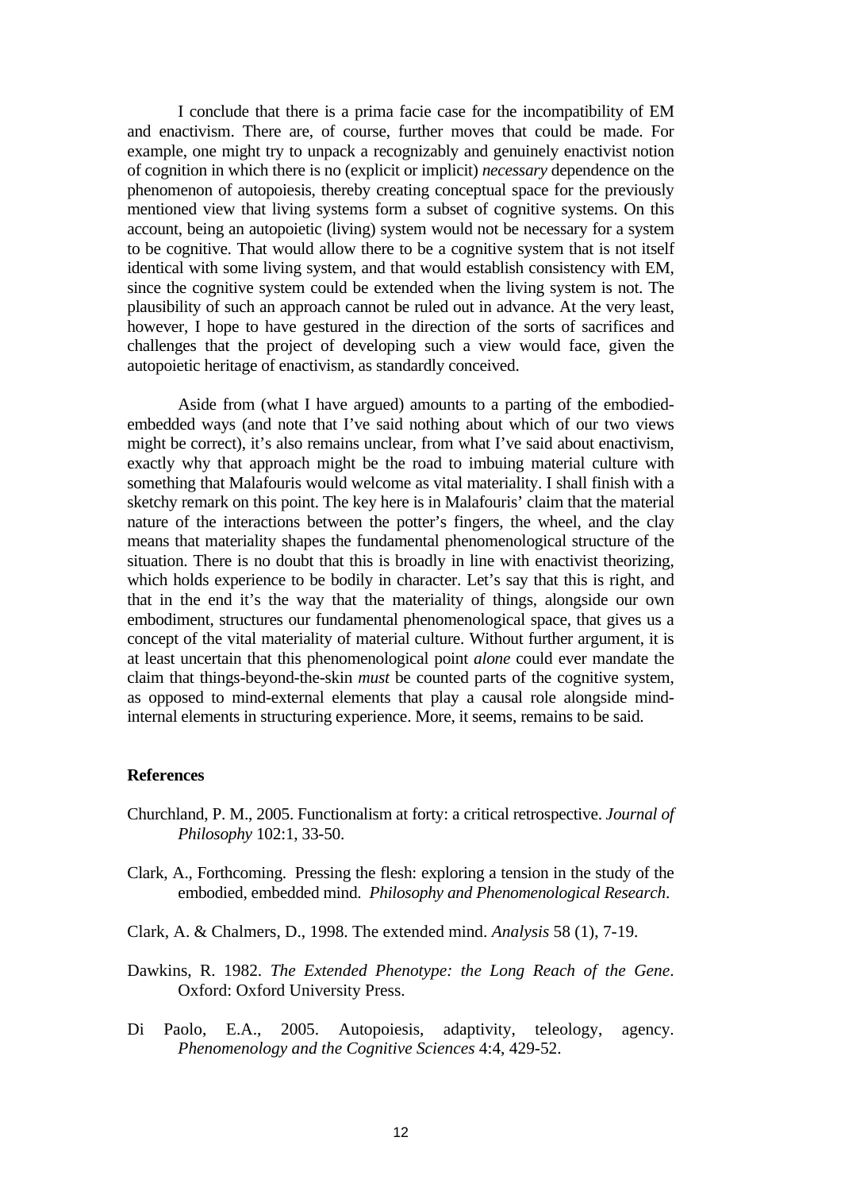I conclude that there is a prima facie case for the incompatibility of EM and enactivism. There are, of course, further moves that could be made. For example, one might try to unpack a recognizably and genuinely enactivist notion of cognition in which there is no (explicit or implicit) *necessary* dependence on the phenomenon of autopoiesis, thereby creating conceptual space for the previously mentioned view that living systems form a subset of cognitive systems. On this account, being an autopoietic (living) system would not be necessary for a system to be cognitive. That would allow there to be a cognitive system that is not itself identical with some living system, and that would establish consistency with EM, since the cognitive system could be extended when the living system is not. The plausibility of such an approach cannot be ruled out in advance. At the very least, however, I hope to have gestured in the direction of the sorts of sacrifices and challenges that the project of developing such a view would face, given the autopoietic heritage of enactivism, as standardly conceived.

Aside from (what I have argued) amounts to a parting of the embodied-embedded ways (and note that I've said nothing about which of our two views might be correct), it's also remains unclear, from what I've said about enactivism, exactly why that approach might be the road to imbuing material culture with something that Malafouris would welcome as vital materiality. I shall finish with a sketchy remark on this point. The key here is in Malafouris' claim that the material nature of the interactions between the potter's fingers, the wheel, and the clay means that materiality shapes the fundamental phenomenological structure of the situation. There is no doubt that this is broadly in line with enactivist theorizing, which holds experience to be bodily in character. Let's say that this is right, and that in the end it's the way that the materiality of things, alongside our own embodiment, structures our fundamental phenomenological space, that gives us a concept of the vital materiality of material culture. Without further argument, it is at least uncertain that this phenomenological point *alone* could ever mandate the claim that things-beyond-the-skin *must* be counted parts of the cognitive system, as opposed to mind-external elements that play a causal role alongside mind-internal elements in structuring experience. More, it seems, remains to be said.

## References

Churchland, P. M., 2005. Functionalism at forty: a critical retrospective. *Journal of Philosophy* 102:1, 33-50.

Clark, A., Forthcoming. Pressing the flesh: exploring a tension in the study of the embodied, embedded mind. *Philosophy and Phenomenological Research*.

Clark, A. & Chalmers, D., 1998. The extended mind. *Analysis* 58 (1), 7-19.

Dawkins, R. 1982. *The Extended Phenotype: the Long Reach of the Gene*. Oxford: Oxford University Press.

Di Paolo, E.A., 2005. Autopoiesis, adaptivity, teleology, agency. *Phenomenology and the Cognitive Sciences* 4:4, 429-52.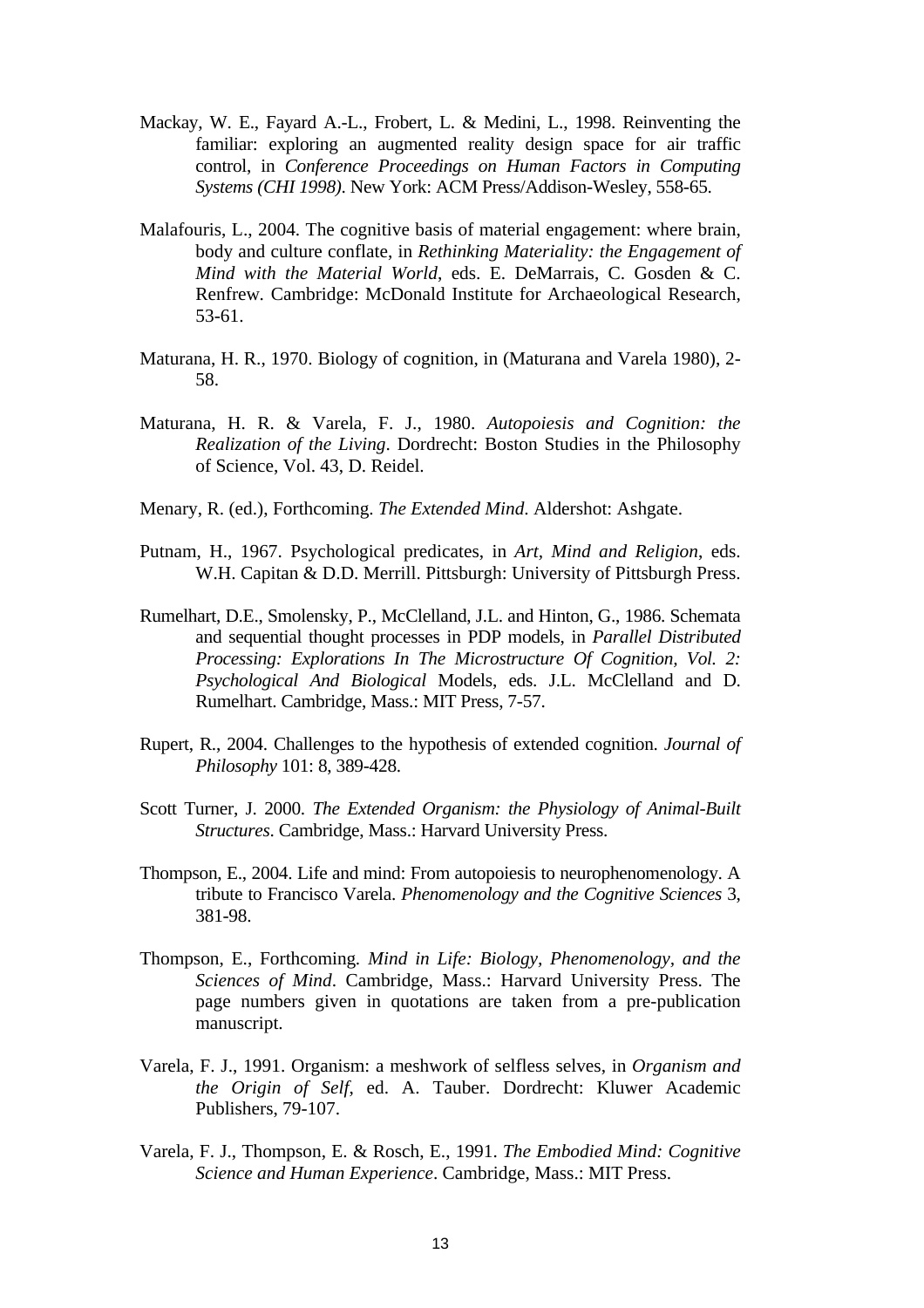Mackay, W. E., Fayard A.-L., Frobert, L. & Medini, L., 1998. Reinventing the familiar: exploring an augmented reality design space for air traffic control, in *Conference Proceedings on Human Factors in Computing Systems (CHI 1998)*. New York: ACM Press/Addison-Wesley, 558-65.

Malafouris, L., 2004. The cognitive basis of material engagement: where brain, body and culture conflate, in *Rethinking Materiality: the Engagement of Mind with the Material World*, eds. E. DeMarrais, C. Gosden & C. Renfrew. Cambridge: McDonald Institute for Archaeological Research, 53-61.

Maturana, H. R., 1970. Biology of cognition, in (Maturana and Varela 1980), 2-58.

Maturana, H. R. & Varela, F. J., 1980. *Autopoiesis and Cognition: the Realization of the Living*. Dordrecht: Boston Studies in the Philosophy of Science, Vol. 43, D. Reidel.

Menary, R. (ed.), Forthcoming. *The Extended Mind*. Aldershot: Ashgate.

Putnam, H., 1967. Psychological predicates, in *Art, Mind and Religion*, eds. W.H. Capitan & D.D. Merrill. Pittsburgh: University of Pittsburgh Press.

Rumelhart, D.E., Smolensky, P., McClelland, J.L. and Hinton, G., 1986. Schemata and sequential thought processes in PDP models, in *Parallel Distributed Processing: Explorations In The Microstructure Of Cognition, Vol. 2: Psychological And Biological* Models, eds. J.L. McClelland and D. Rumelhart. Cambridge, Mass.: MIT Press, 7-57.

Rupert, R., 2004. Challenges to the hypothesis of extended cognition. *Journal of Philosophy* 101: 8, 389-428.

Scott Turner, J. 2000. *The Extended Organism: the Physiology of Animal-Built Structures*. Cambridge, Mass.: Harvard University Press.

Thompson, E., 2004. Life and mind: From autopoiesis to neurophenomenology. A tribute to Francisco Varela. *Phenomenology and the Cognitive Sciences* 3, 381-98.

Thompson, E., Forthcoming. *Mind in Life: Biology, Phenomenology, and the Sciences of Mind*. Cambridge, Mass.: Harvard University Press. The page numbers given in quotations are taken from a pre-publication manuscript.

Varela, F. J., 1991. Organism: a meshwork of selfless selves, in *Organism and the Origin of Self*, ed. A. Tauber. Dordrecht: Kluwer Academic Publishers, 79-107.

Varela, F. J., Thompson, E. & Rosch, E., 1991. *The Embodied Mind: Cognitive Science and Human Experience*. Cambridge, Mass.: MIT Press.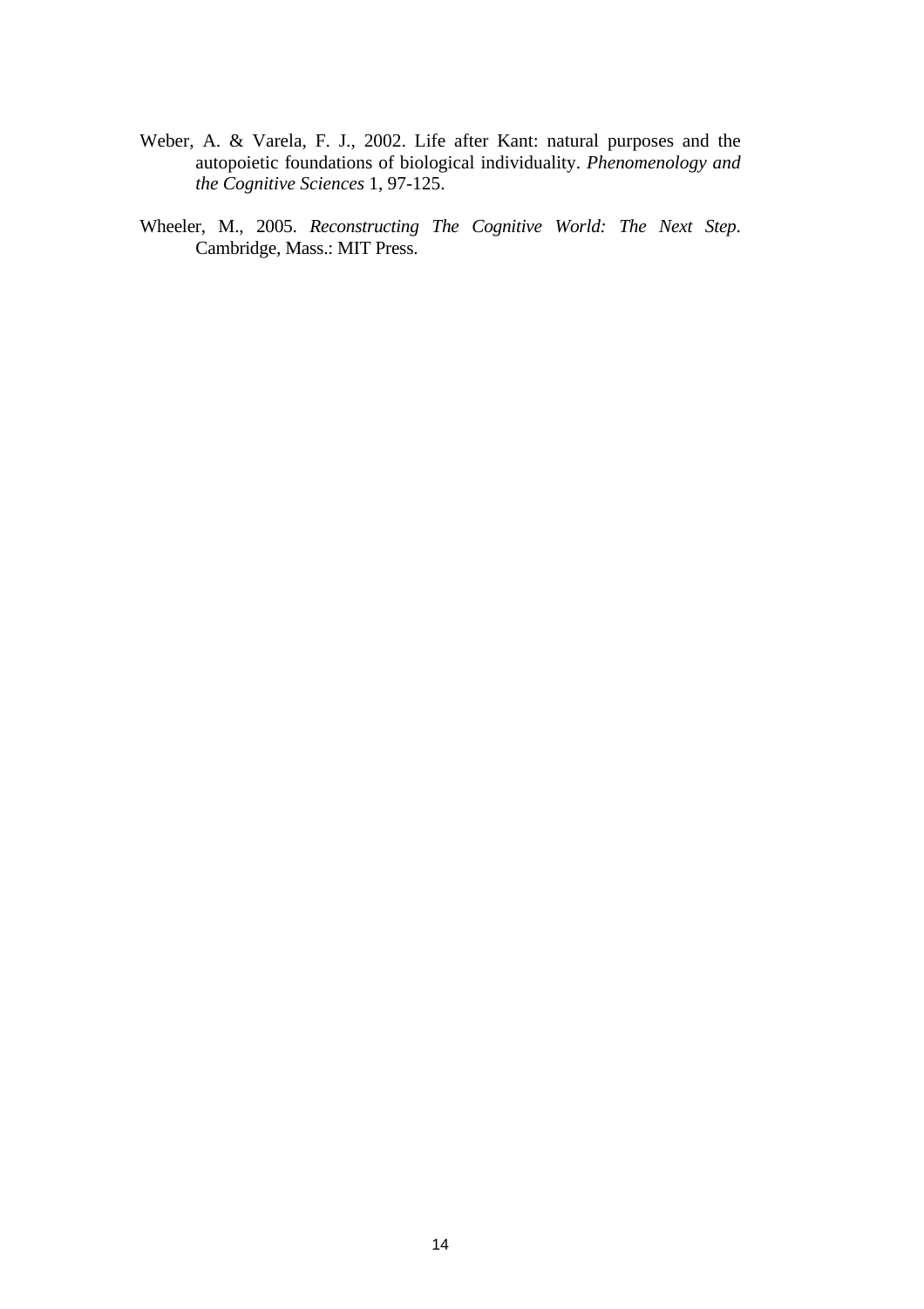Weber, A. & Varela, F. J., 2002. Life after Kant: natural purposes and the autopoietic foundations of biological individuality. *Phenomenology and the Cognitive Sciences* 1, 97-125.

Wheeler, M., 2005. *Reconstructing The Cognitive World: The Next Step*. Cambridge, Mass.: MIT Press.